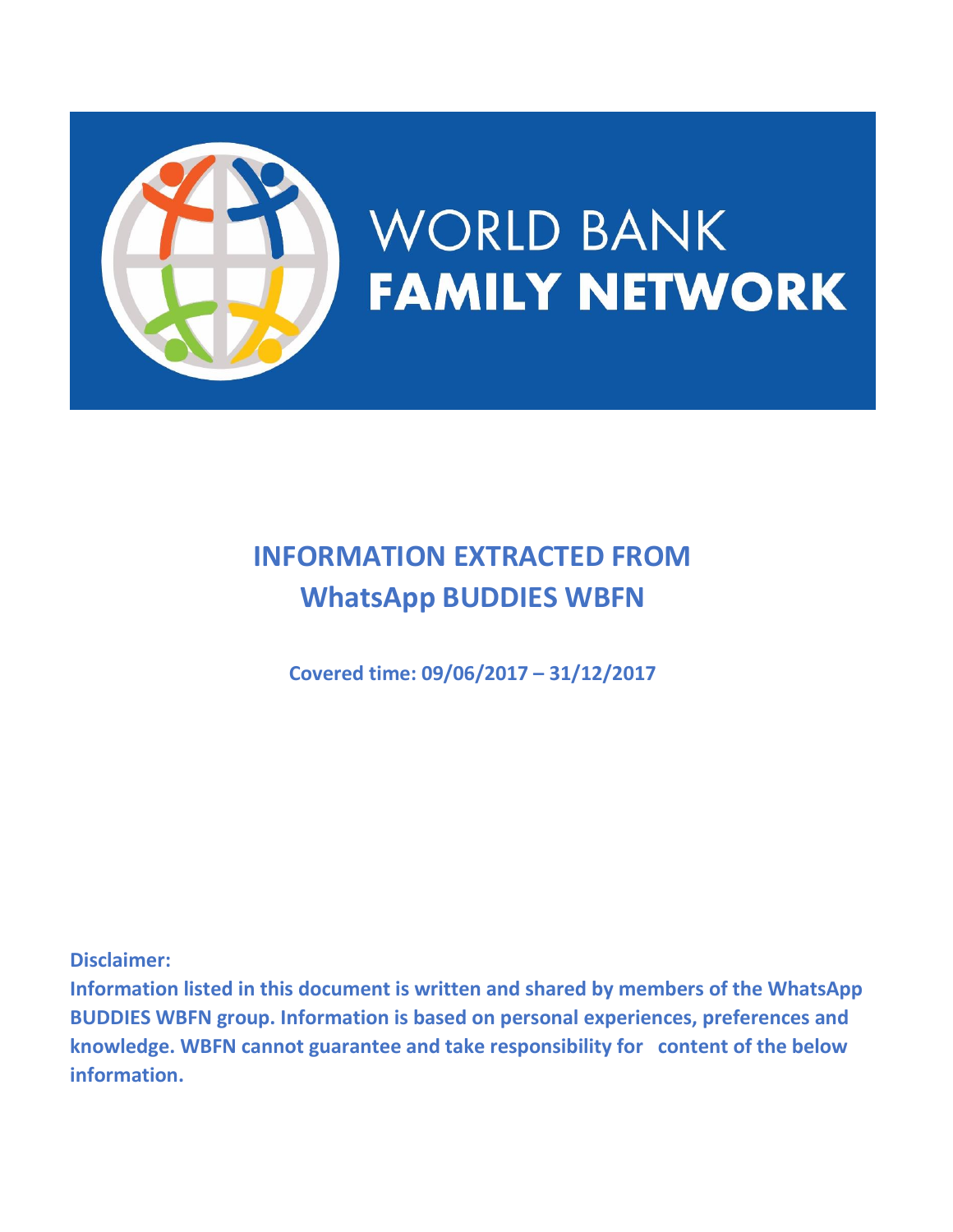# WORLD BANK FAMILY NETWORK

## INFORMATION EXTRACTED FROM WhatsApp BUDDIES WBFN

**Covered time: 09/06/2017 – 31/12/2017**

**Disclaimer:**
**Information listed in this document is written and shared by members of the WhatsApp BUDDIES WBFN group. Information is based on personal experiences, preferences and knowledge. WBFN cannot guarantee and take responsibility for content of the below information.**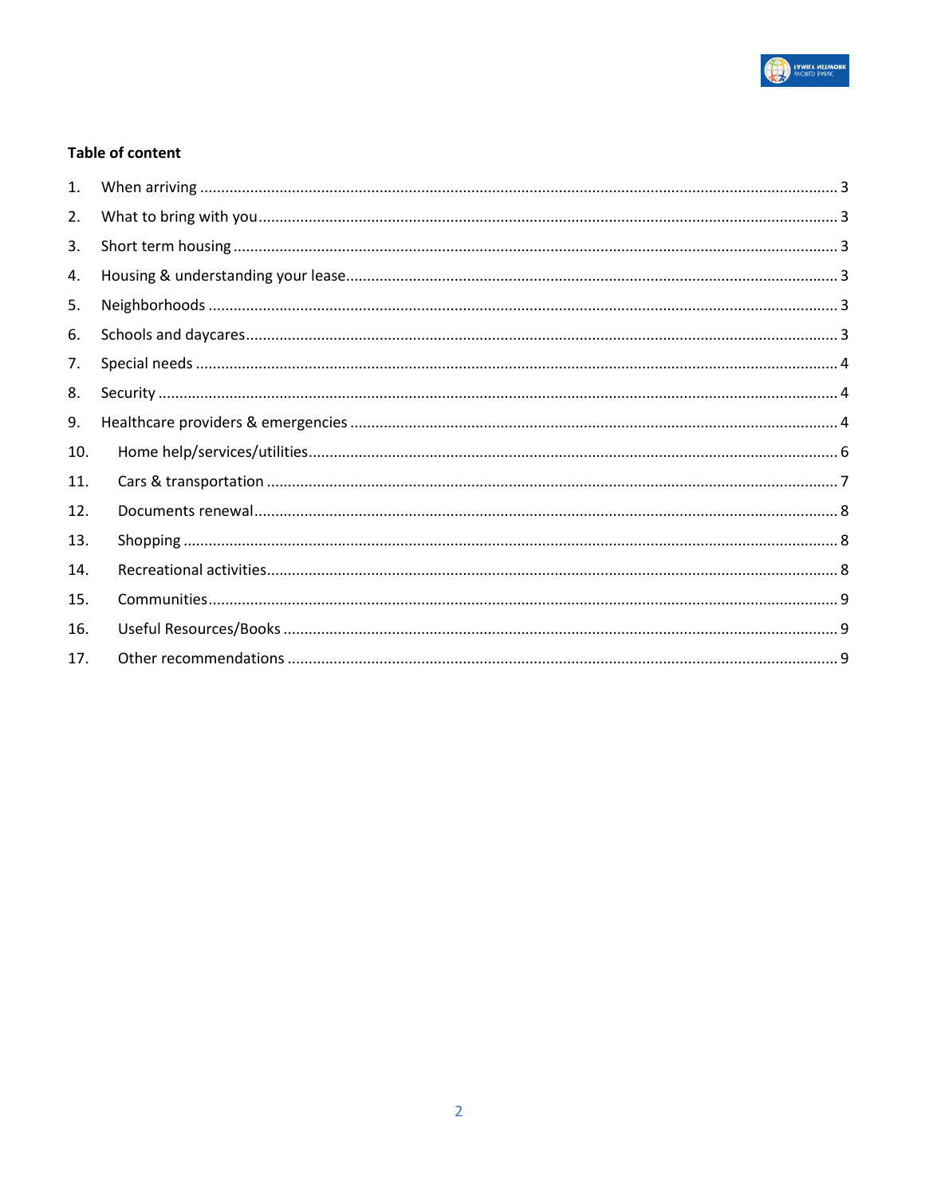**Table of content**

1. When arriving ........................................................ 3
2. What to bring with you ........................................................ 3
3. Short term housing ........................................................ 3
4. Housing & understanding your lease ........................................................ 3
5. Neighborhoods ........................................................ 3
6. Schools and daycares ........................................................ 3
7. Special needs ........................................................ 4
8. Security ........................................................ 4
9. Healthcare providers & emergencies ........................................................ 4
10. Home help/services/utilities ........................................................ 6
11. Cars & transportation ........................................................ 7
12. Documents renewal ........................................................ 8
13. Shopping ........................................................ 8
14. Recreational activities ........................................................ 8
15. Communities ........................................................ 9
16. Useful Resources/Books ........................................................ 9
17. Other recommendations ........................................................ 9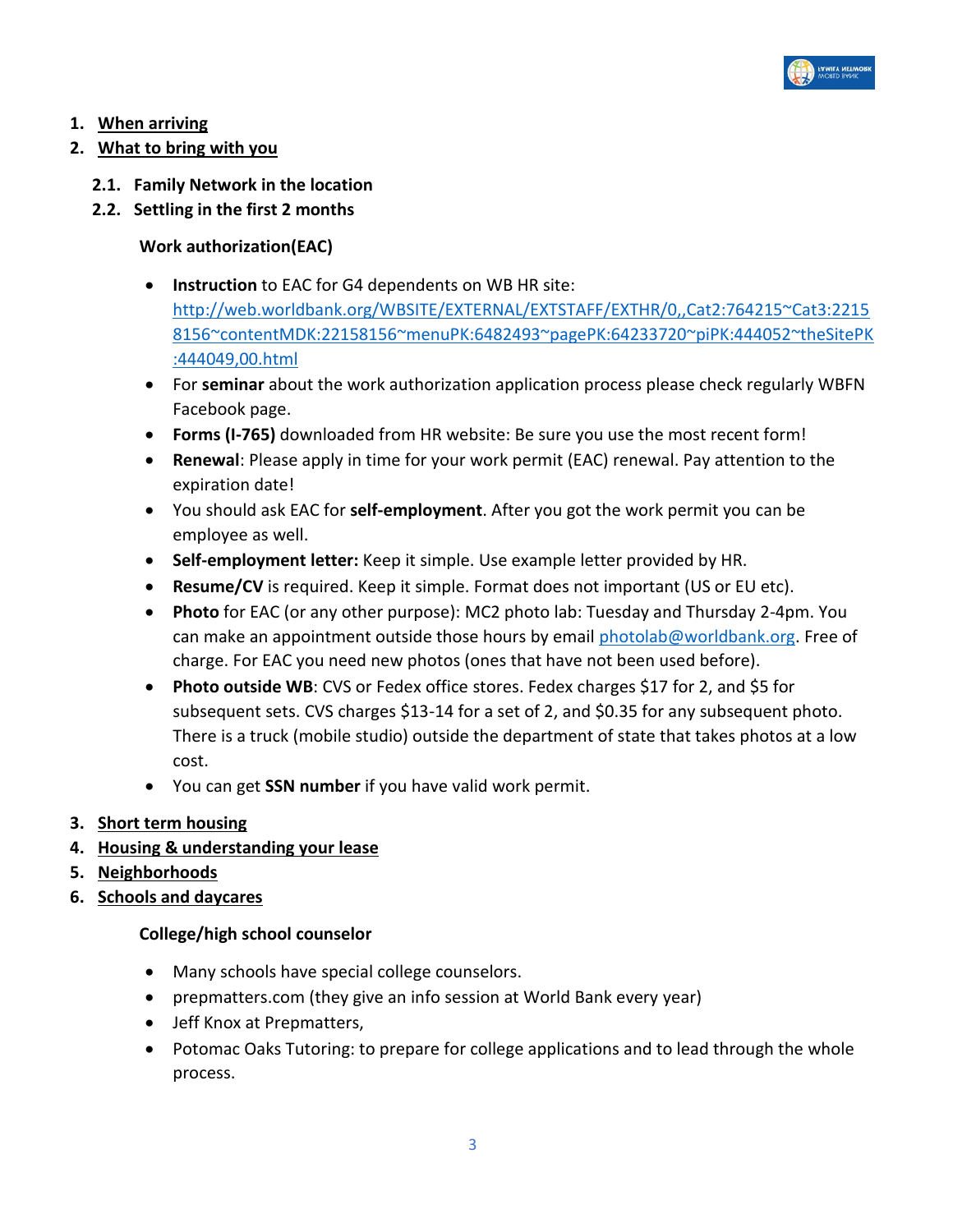1. **When arriving**
2. **What to bring with you**

### 2.1. Family Network in the location

### 2.2. Settling in the first 2 months

**Work authorization(EAC)**

- **Instruction** to EAC for G4 dependents on WB HR site: http://web.worldbank.org/WBSITE/EXTERNAL/EXTSTAFF/EXTHR/0,,Cat2:764215~Cat3:22158156~contentMDK:22158156~menuPK:6482493~pagePK:64233720~piPK:444052~theSitePK:444049,00.html
- For **seminar** about the work authorization application process please check regularly WBFN Facebook page.
- **Forms (I-765)** downloaded from HR website: Be sure you use the most recent form!
- **Renewal**: Please apply in time for your work permit (EAC) renewal. Pay attention to the expiration date!
- You should ask EAC for **self-employment**. After you got the work permit you can be employee as well.
- **Self-employment letter:** Keep it simple. Use example letter provided by HR.
- **Resume/CV** is required. Keep it simple. Format does not important (US or EU etc).
- **Photo** for EAC (or any other purpose): MC2 photo lab: Tuesday and Thursday 2-4pm. You can make an appointment outside those hours by email photolab@worldbank.org. Free of charge. For EAC you need new photos (ones that have not been used before).
- **Photo outside WB**: CVS or Fedex office stores. Fedex charges $17 for 2, and $5 for subsequent sets. CVS charges $13-14 for a set of 2, and $0.35 for any subsequent photo. There is a truck (mobile studio) outside the department of state that takes photos at a low cost.
- You can get **SSN number** if you have valid work permit.

3. **Short term housing**
4. **Housing & understanding your lease**
5. **Neighborhoods**
6. **Schools and daycares**

**College/high school counselor**

- Many schools have special college counselors.
- prepmatters.com (they give an info session at World Bank every year)
- Jeff Knox at Prepmatters,
- Potomac Oaks Tutoring: to prepare for college applications and to lead through the whole process.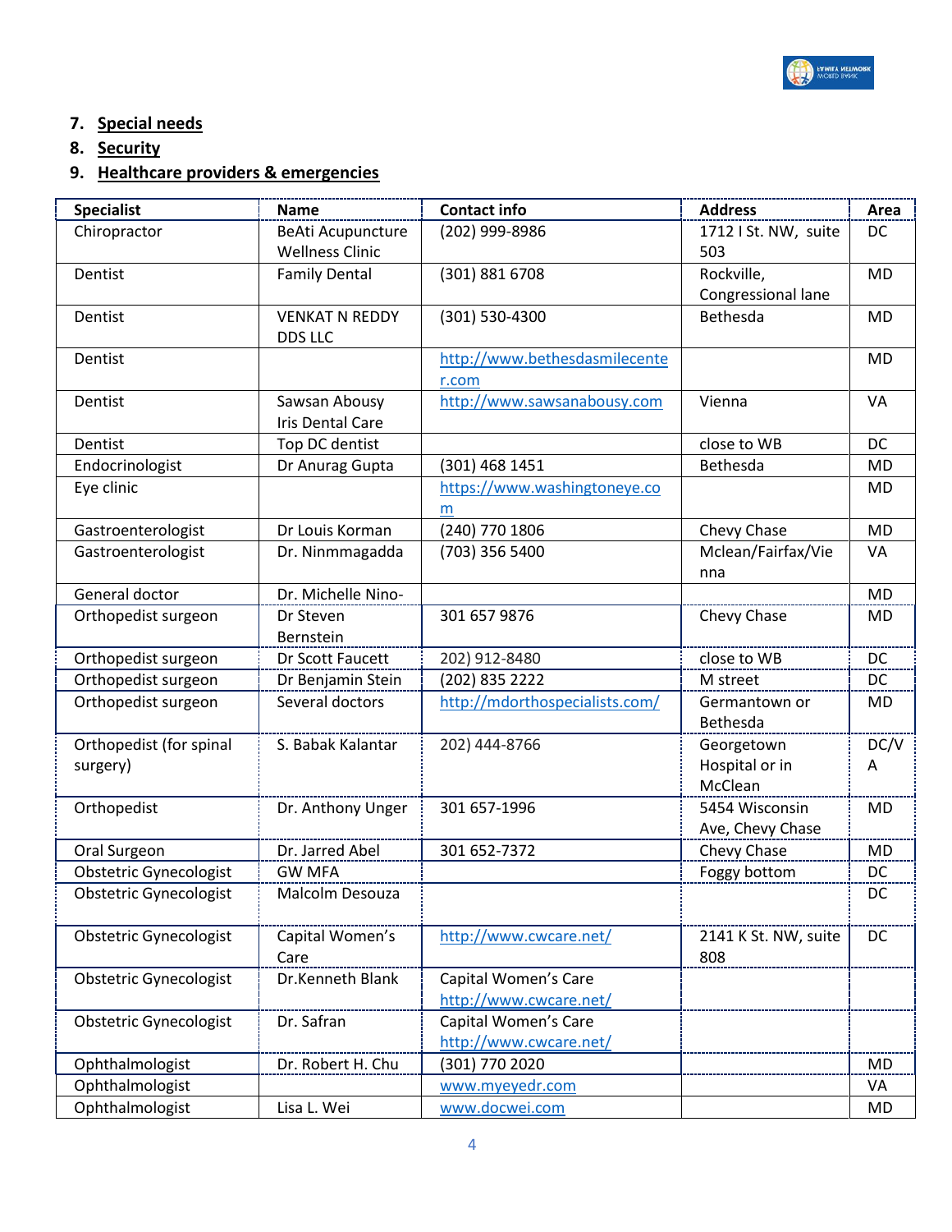7. **Special needs**
8. **Security**
9. **Healthcare providers & emergencies**

| Specialist | Name | Contact info | Address | Area |
|---|---|---|---|---|
| Chiropractor | BeAti Acupuncture Wellness Clinic | (202) 999-8986 | 1712 I St. NW, suite 503 | DC |
| Dentist | Family Dental | (301) 881 6708 | Rockville, Congressional lane | MD |
| Dentist | VENKAT N REDDY DDS LLC | (301) 530-4300 | Bethesda | MD |
| Dentist | | http://www.bethesdasmilecenter.com | | MD |
| Dentist | Sawsan Abousy Iris Dental Care | http://www.sawsanabousy.com | Vienna | VA |
| Dentist | Top DC dentist | | close to WB | DC |
| Endocrinologist | Dr Anurag Gupta | (301) 468 1451 | Bethesda | MD |
| Eye clinic | | https://www.washingtoneye.com | | MD |
| Gastroenterologist | Dr Louis Korman | (240) 770 1806 | Chevy Chase | MD |
| Gastroenterologist | Dr. Ninmmagadda | (703) 356 5400 | Mclean/Fairfax/Vienna | VA |
| General doctor | Dr. Michelle Nino- | | | MD |
| Orthopedist surgeon | Dr Steven Bernstein | 301 657 9876 | Chevy Chase | MD |
| Orthopedist surgeon | Dr Scott Faucett | 202) 912-8480 | close to WB | DC |
| Orthopedist surgeon | Dr Benjamin Stein | (202) 835 2222 | M street | DC |
| Orthopedist surgeon | Several doctors | http://mdorthospecialists.com/ | Germantown or Bethesda | MD |
| Orthopedist (for spinal surgery) | S. Babak Kalantar | 202) 444-8766 | Georgetown Hospital or in McClean | DC/VA |
| Orthopedist | Dr. Anthony Unger | 301 657-1996 | 5454 Wisconsin Ave, Chevy Chase | MD |
| Oral Surgeon | Dr. Jarred Abel | 301 652-7372 | Chevy Chase | MD |
| Obstetric Gynecologist | GW MFA | | Foggy bottom | DC |
| Obstetric Gynecologist | Malcolm Desouza | | | DC |
| Obstetric Gynecologist | Capital Women's Care | http://www.cwcare.net/ | 2141 K St. NW, suite 808 | DC |
| Obstetric Gynecologist | Dr.Kenneth Blank | Capital Women's Care http://www.cwcare.net/ | | |
| Obstetric Gynecologist | Dr. Safran | Capital Women's Care http://www.cwcare.net/ | | |
| Ophthalmologist | Dr. Robert H. Chu | (301) 770 2020 | | MD |
| Ophthalmologist | | www.myeyedr.com | | VA |
| Ophthalmologist | Lisa L. Wei | www.docwei.com | | MD |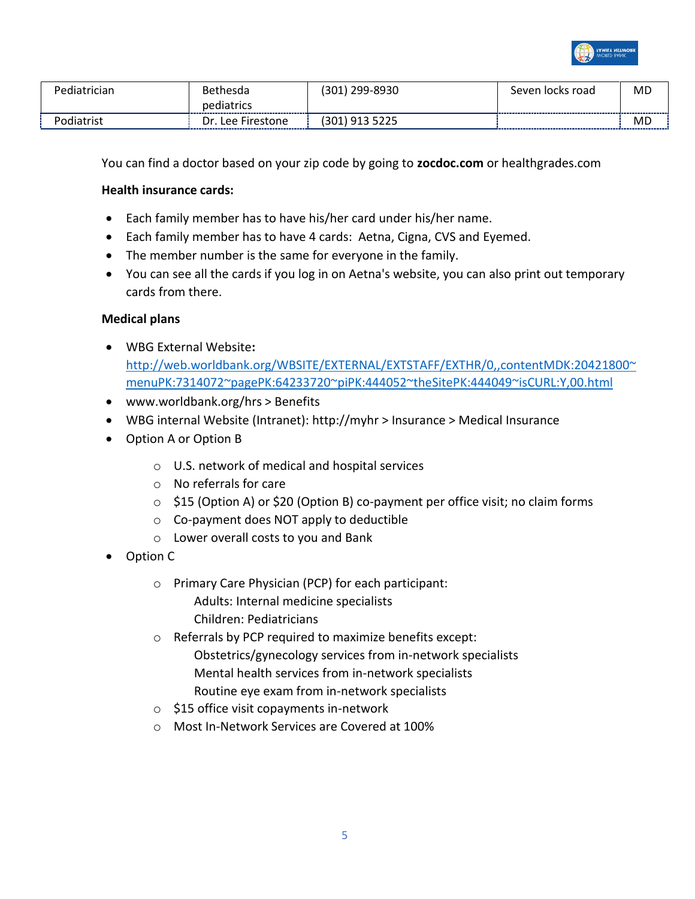| Pediatrician | Bethesda pediatrics | (301) 299-8930 | Seven locks road | MD |
|---|---|---|---|---|
| Podiatrist | Dr. Lee Firestone | (301) 913 5225 | | MD |

You can find a doctor based on your zip code by going to **zocdoc.com** or healthgrades.com

**Health insurance cards:**

- Each family member has to have his/her card under his/her name.
- Each family member has to have 4 cards: Aetna, Cigna, CVS and Eyemed.
- The member number is the same for everyone in the family.
- You can see all the cards if you log in on Aetna's website, you can also print out temporary cards from there.

**Medical plans**

- WBG External Website**:** [http://web.worldbank.org/WBSITE/EXTERNAL/EXTSTAFF/EXTHR/0,,contentMDK:20421800~menuPK:7314072~pagePK:64233720~piPK:444052~theSitePK:444049~isCURL:Y,00.html](http://web.worldbank.org/WBSITE/EXTERNAL/EXTSTAFF/EXTHR/0,,contentMDK:20421800~menuPK:7314072~pagePK:64233720~piPK:444052~theSitePK:444049~isCURL:Y,00.html)
- www.worldbank.org/hrs > Benefits
- WBG internal Website (Intranet): http://myhr > Insurance > Medical Insurance
- Option A or Option B
  - U.S. network of medical and hospital services
  - No referrals for care
  - $15 (Option A) or $20 (Option B) co-payment per office visit; no claim forms
  - Co-payment does NOT apply to deductible
  - Lower overall costs to you and Bank
- Option C
  - Primary Care Physician (PCP) for each participant:
    Adults: Internal medicine specialists
    Children: Pediatricians
  - Referrals by PCP required to maximize benefits except:
    Obstetrics/gynecology services from in-network specialists
    Mental health services from in-network specialists
    Routine eye exam from in-network specialists
  - $15 office visit copayments in-network
  - Most In-Network Services are Covered at 100%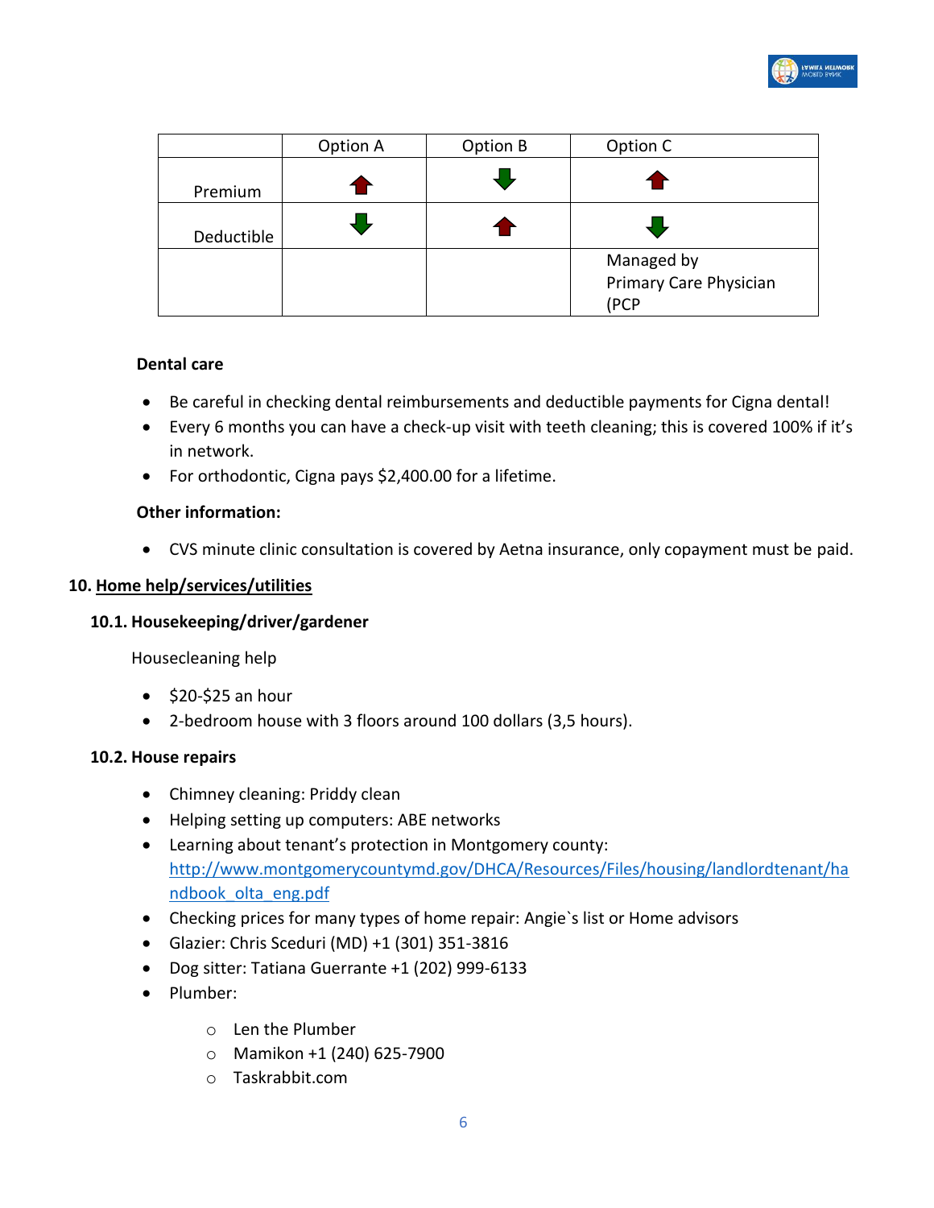| | Option A | Option B | Option C |
|---|---|---|---|
| Premium | ↑ | ↓ | ↑ |
| Deductible | ↓ | ↑ | ↓ |
| | | | Managed by Primary Care Physician (PCP |

**Dental care**

- Be careful in checking dental reimbursements and deductible payments for Cigna dental!
- Every 6 months you can have a check-up visit with teeth cleaning; this is covered 100% if it's in network.
- For orthodontic, Cigna pays $2,400.00 for a lifetime.

**Other information:**

- CVS minute clinic consultation is covered by Aetna insurance, only copayment must be paid.

## 10. Home help/services/utilities

### 10.1. Housekeeping/driver/gardener

Housecleaning help

- $20-$25 an hour
- 2-bedroom house with 3 floors around 100 dollars (3,5 hours).

### 10.2. House repairs

- Chimney cleaning: Priddy clean
- Helping setting up computers: ABE networks
- Learning about tenant's protection in Montgomery county: http://www.montgomerycountymd.gov/DHCA/Resources/Files/housing/landlordtenant/handbook_olta_eng.pdf
- Checking prices for many types of home repair: Angie`s list or Home advisors
- Glazier: Chris Sceduri (MD) +1 (301) 351-3816
- Dog sitter: Tatiana Guerrante +1 (202) 999-6133
- Plumber:
  - Len the Plumber
  - Mamikon +1 (240) 625-7900
  - Taskrabbit.com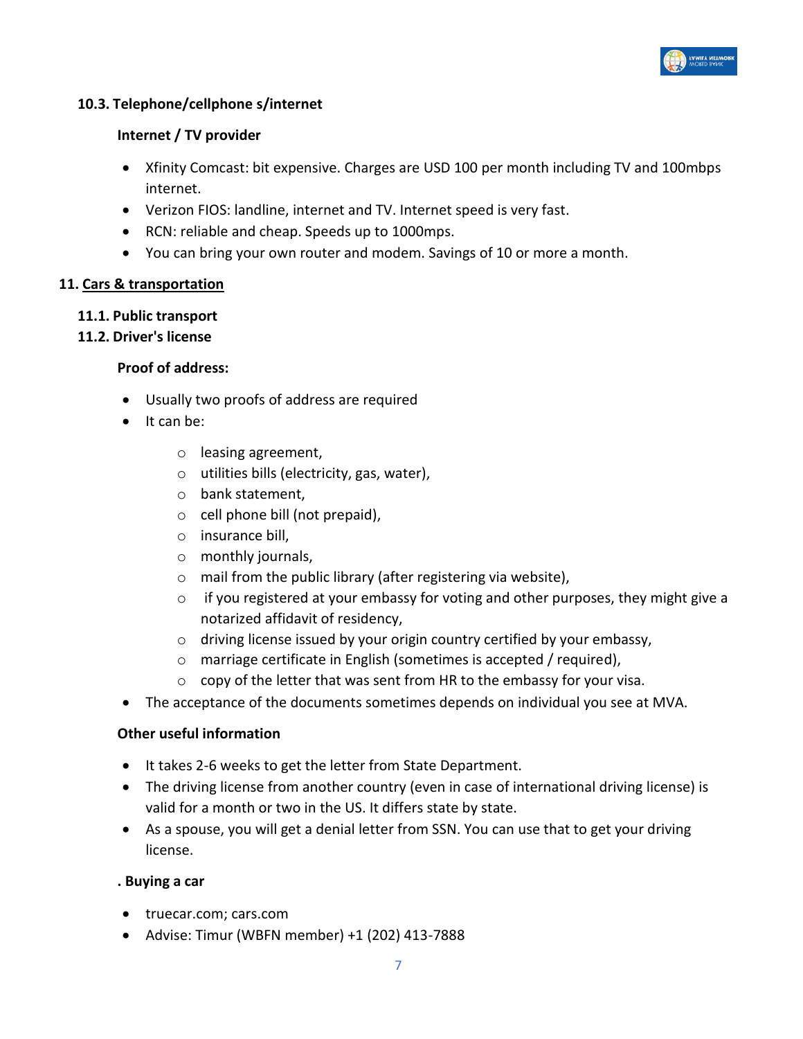### 10.3. Telephone/cellphone s/internet

#### Internet / TV provider

- Xfinity Comcast: bit expensive. Charges are USD 100 per month including TV and 100mbps internet.
- Verizon FIOS: landline, internet and TV. Internet speed is very fast.
- RCN: reliable and cheap. Speeds up to 1000mps.
- You can bring your own router and modem. Savings of 10 or more a month.

## 11. Cars & transportation

### 11.1. Public transport

### 11.2. Driver's license

#### Proof of address:

- Usually two proofs of address are required
- It can be:
    - leasing agreement,
    - utilities bills (electricity, gas, water),
    - bank statement,
    - cell phone bill (not prepaid),
    - insurance bill,
    - monthly journals,
    - mail from the public library (after registering via website),
    - if you registered at your embassy for voting and other purposes, they might give a notarized affidavit of residency,
    - driving license issued by your origin country certified by your embassy,
    - marriage certificate in English (sometimes is accepted / required),
    - copy of the letter that was sent from HR to the embassy for your visa.
- The acceptance of the documents sometimes depends on individual you see at MVA.

#### Other useful information

- It takes 2-6 weeks to get the letter from State Department.
- The driving license from another country (even in case of international driving license) is valid for a month or two in the US. It differs state by state.
- As a spouse, you will get a denial letter from SSN. You can use that to get your driving license.

#### . Buying a car

- truecar.com; cars.com
- Advise: Timur (WBFN member) +1 (202) 413-7888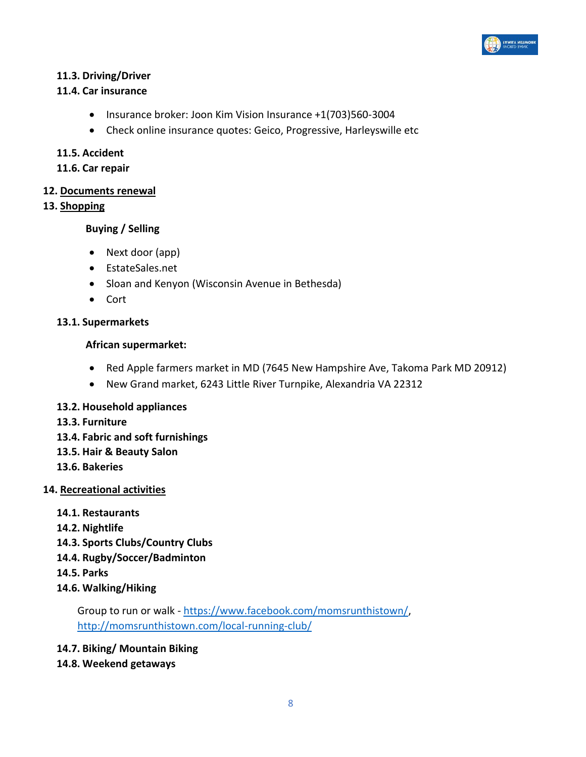### 11.3. Driving/Driver

### 11.4. Car insurance

- Insurance broker: Joon Kim Vision Insurance +1(703)560-3004
- Check online insurance quotes: Geico, Progressive, Harleyswille etc

### 11.5. Accident

### 11.6. Car repair

## 12. Documents renewal

## 13. Shopping

**Buying / Selling**

- Next door (app)
- EstateSales.net
- Sloan and Kenyon (Wisconsin Avenue in Bethesda)
- Cort

### 13.1. Supermarkets

**African supermarket:**

- Red Apple farmers market in MD (7645 New Hampshire Ave, Takoma Park MD 20912)
- New Grand market, 6243 Little River Turnpike, Alexandria VA 22312

### 13.2. Household appliances

### 13.3. Furniture

### 13.4. Fabric and soft furnishings

### 13.5. Hair & Beauty Salon

### 13.6. Bakeries

## 14. Recreational activities

### 14.1. Restaurants

### 14.2. Nightlife

### 14.3. Sports Clubs/Country Clubs

### 14.4. Rugby/Soccer/Badminton

### 14.5. Parks

### 14.6. Walking/Hiking

Group to run or walk - https://www.facebook.com/momsrunthistown/, http://momsrunthistown.com/local-running-club/

### 14.7. Biking/ Mountain Biking

### 14.8. Weekend getaways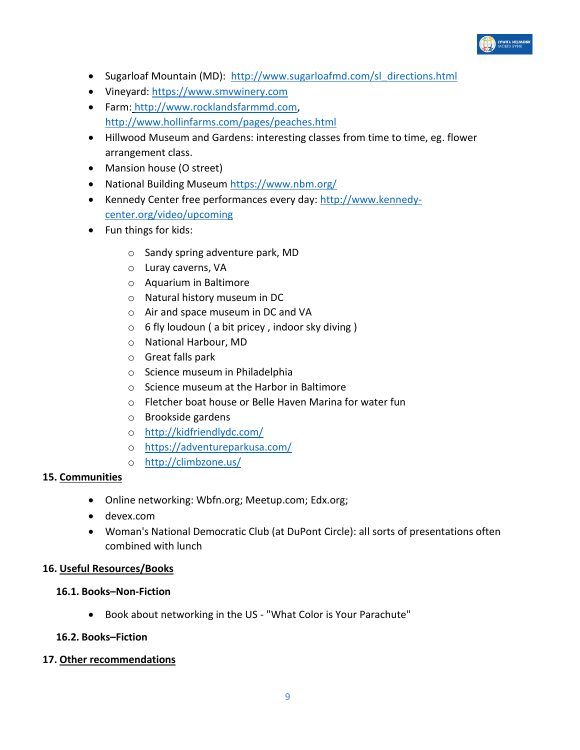- Sugarloaf Mountain (MD): http://www.sugarloafmd.com/sl_directions.html
- Vineyard: https://www.smvwinery.com
- Farm: http://www.rocklandsfarmmd.com, http://www.hollinfarms.com/pages/peaches.html
- Hillwood Museum and Gardens: interesting classes from time to time, eg. flower arrangement class.
- Mansion house (O street)
- National Building Museum https://www.nbm.org/
- Kennedy Center free performances every day: http://www.kennedy-center.org/video/upcoming
- Fun things for kids:
    - Sandy spring adventure park, MD
    - Luray caverns, VA
    - Aquarium in Baltimore
    - Natural history museum in DC
    - Air and space museum in DC and VA
    - 6 fly loudoun ( a bit pricey , indoor sky diving )
    - National Harbour, MD
    - Great falls park
    - Science museum in Philadelphia
    - Science museum at the Harbor in Baltimore
    - Fletcher boat house or Belle Haven Marina for water fun
    - Brookside gardens
    - http://kidfriendlydc.com/
    - https://adventureparkusa.com/
    - http://climbzone.us/

## 15. Communities

- Online networking: Wbfn.org; Meetup.com; Edx.org;
- devex.com
- Woman's National Democratic Club (at DuPont Circle): all sorts of presentations often combined with lunch

## 16. Useful Resources/Books

### 16.1. Books–Non-Fiction

- Book about networking in the US - "What Color is Your Parachute"

### 16.2. Books–Fiction

## 17. Other recommendations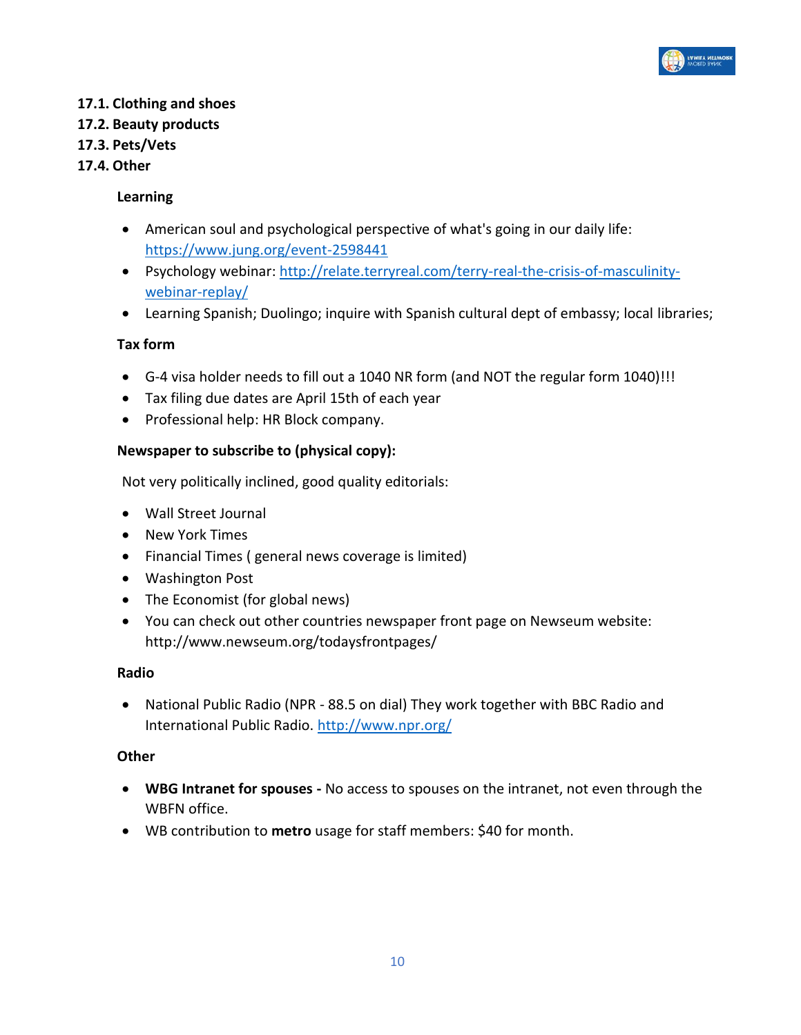**17.1. Clothing and shoes**

**17.2. Beauty products**

**17.3. Pets/Vets**

**17.4. Other**

**Learning**

- American soul and psychological perspective of what's going in our daily life: [https://www.jung.org/event-2598441](https://www.jung.org/event-2598441)
- Psychology webinar: [http://relate.terryreal.com/terry-real-the-crisis-of-masculinity-webinar-replay/](http://relate.terryreal.com/terry-real-the-crisis-of-masculinity-webinar-replay/)
- Learning Spanish; Duolingo; inquire with Spanish cultural dept of embassy; local libraries;

**Tax form**

- G-4 visa holder needs to fill out a 1040 NR form (and NOT the regular form 1040)!!!
- Tax filing due dates are April 15th of each year
- Professional help: HR Block company.

**Newspaper to subscribe to (physical copy):**

Not very politically inclined, good quality editorials:

- Wall Street Journal
- New York Times
- Financial Times ( general news coverage is limited)
- Washington Post
- The Economist (for global news)
- You can check out other countries newspaper front page on Newseum website: http://www.newseum.org/todaysfrontpages/

**Radio**

- National Public Radio (NPR - 88.5 on dial) They work together with BBC Radio and International Public Radio. [http://www.npr.org/](http://www.npr.org/)

**Other**

- **WBG Intranet for spouses -** No access to spouses on the intranet, not even through the WBFN office.
- WB contribution to **metro** usage for staff members: $40 for month.